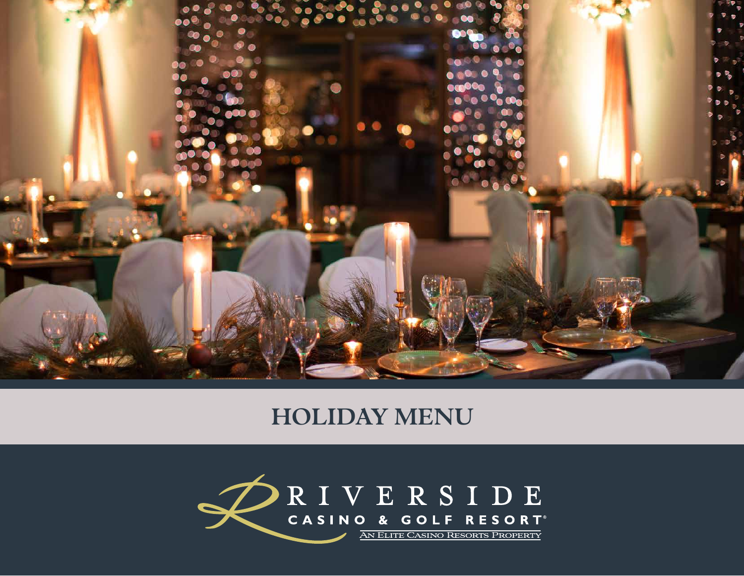# HOLIDAY MENU

RIVERSIDE
CASINO & GOLF RESORT®
AN ELITE CASINO RESORTS PROPERTY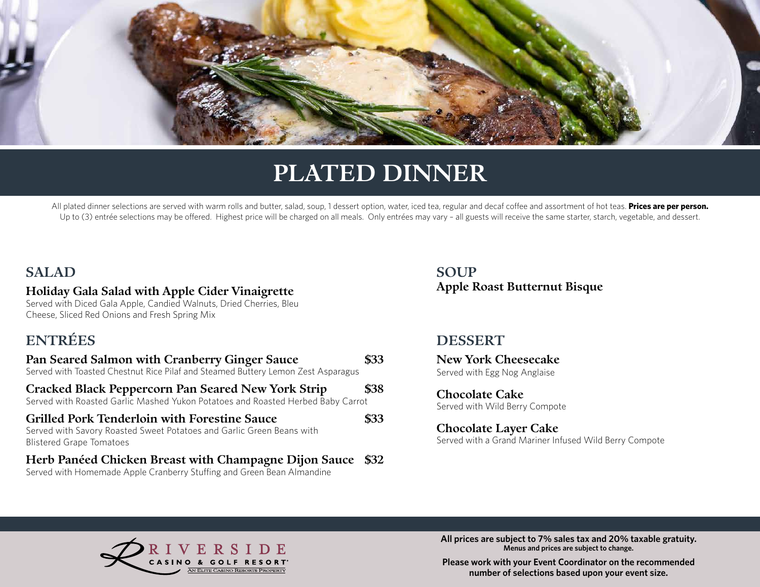# PLATED DINNER

All plated dinner selections are served with warm rolls and butter, salad, soup, 1 dessert option, water, iced tea, regular and decaf coffee and assortment of hot teas. **Prices are per person.**
Up to (3) entrée selections may be offered. Highest price will be charged on all meals. Only entrées may vary – all guests will receive the same starter, starch, vegetable, and dessert.

## SALAD

### Holiday Gala Salad with Apple Cider Vinaigrette

Served with Diced Gala Apple, Candied Walnuts, Dried Cherries, Bleu Cheese, Sliced Red Onions and Fresh Spring Mix

## ENTRÉES

### Pan Seared Salmon with Cranberry Ginger Sauce — $33

Served with Toasted Chestnut Rice Pilaf and Steamed Buttery Lemon Zest Asparagus

### Cracked Black Peppercorn Pan Seared New York Strip — $38

Served with Roasted Garlic Mashed Yukon Potatoes and Roasted Herbed Baby Carrot

### Grilled Pork Tenderloin with Forestine Sauce — $33

Served with Savory Roasted Sweet Potatoes and Garlic Green Beans with Blistered Grape Tomatoes

### Herb Panéed Chicken Breast with Champagne Dijon Sauce — $32

Served with Homemade Apple Cranberry Stuffing and Green Bean Almandine

## SOUP

### Apple Roast Butternut Bisque

## DESSERT

### New York Cheesecake

Served with Egg Nog Anglaise

### Chocolate Cake

Served with Wild Berry Compote

### Chocolate Layer Cake

Served with a Grand Mariner Infused Wild Berry Compote

RIVERSIDE CASINO & GOLF RESORT
AN ELITE CASINO RESORTS PROPERTY

**All prices are subject to 7% sales tax and 20% taxable gratuity.**
**Menus and prices are subject to change.**

**Please work with your Event Coordinator on the recommended number of selections based upon your event size.**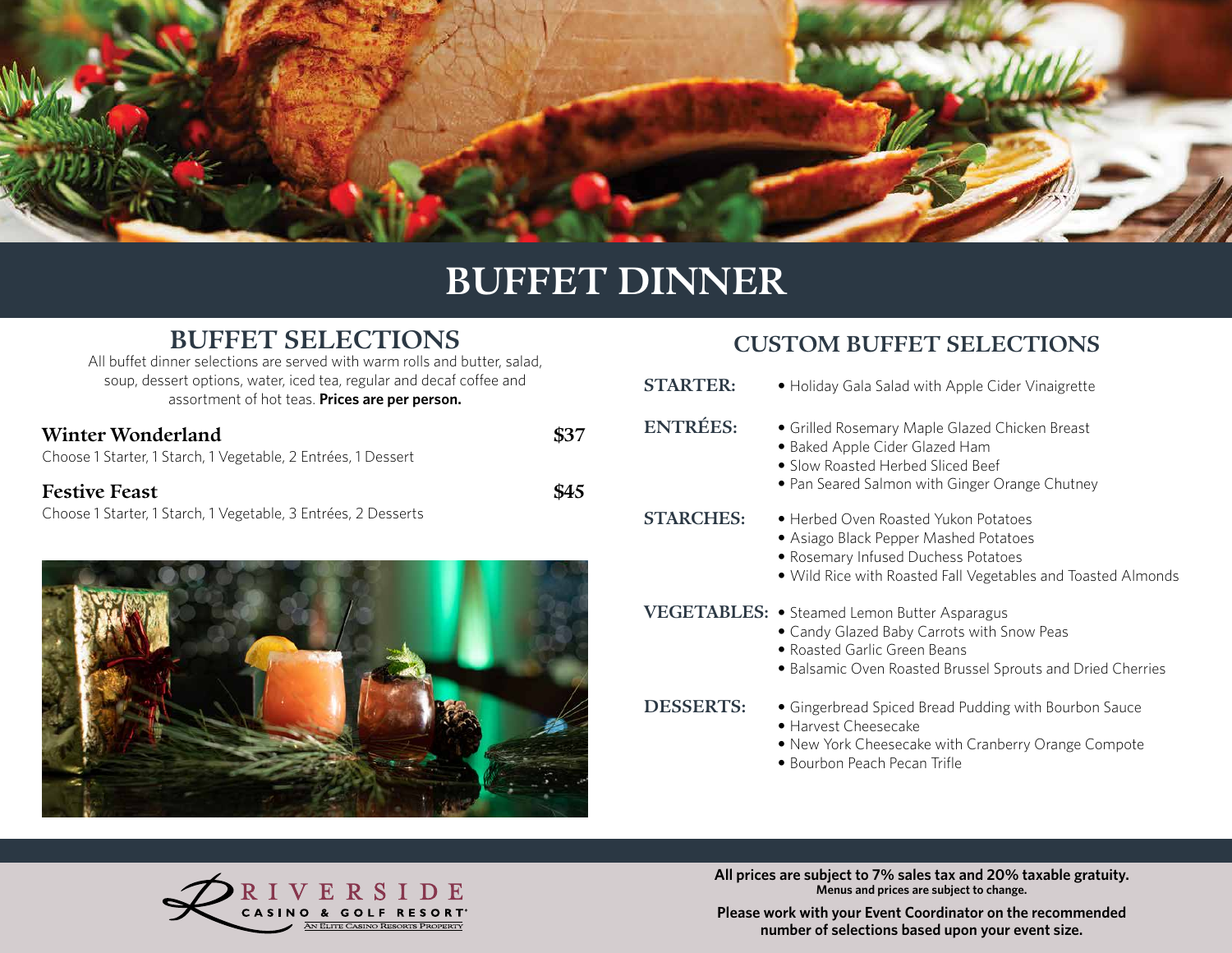# BUFFET DINNER

## BUFFET SELECTIONS

All buffet dinner selections are served with warm rolls and butter, salad, soup, dessert options, water, iced tea, regular and decaf coffee and assortment of hot teas. **Prices are per person.**

**Winter Wonderland** — **$37**
Choose 1 Starter, 1 Starch, 1 Vegetable, 2 Entrées, 1 Dessert

**Festive Feast** — **$45**
Choose 1 Starter, 1 Starch, 1 Vegetable, 3 Entrées, 2 Desserts

## CUSTOM BUFFET SELECTIONS

**STARTER:**
- Holiday Gala Salad with Apple Cider Vinaigrette

**ENTRÉES:**
- Grilled Rosemary Maple Glazed Chicken Breast
- Baked Apple Cider Glazed Ham
- Slow Roasted Herbed Sliced Beef
- Pan Seared Salmon with Ginger Orange Chutney

**STARCHES:**
- Herbed Oven Roasted Yukon Potatoes
- Asiago Black Pepper Mashed Potatoes
- Rosemary Infused Duchess Potatoes
- Wild Rice with Roasted Fall Vegetables and Toasted Almonds

**VEGETABLES:**
- Steamed Lemon Butter Asparagus
- Candy Glazed Baby Carrots with Snow Peas
- Roasted Garlic Green Beans
- Balsamic Oven Roasted Brussel Sprouts and Dried Cherries

**DESSERTS:**
- Gingerbread Spiced Bread Pudding with Bourbon Sauce
- Harvest Cheesecake
- New York Cheesecake with Cranberry Orange Compote
- Bourbon Peach Pecan Trifle

RIVERSIDE CASINO & GOLF RESORT
AN ELITE CASINO RESORTS PROPERTY

**All prices are subject to 7% sales tax and 20% taxable gratuity.**
**Menus and prices are subject to change.**

**Please work with your Event Coordinator on the recommended number of selections based upon your event size.**